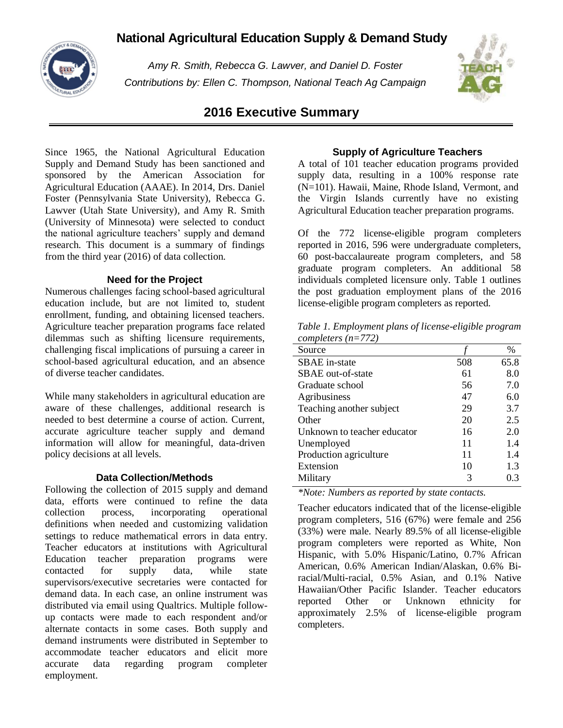# National Agricultural Education Supply & Demand Study

*Amy R. Smith, Rebecca G. Lawver, and Daniel D. Foster*

*Contributions by: Ellen C. Thompson, National Teach Ag Campaign*

## 2016 Executive Summary

Since 1965, the National Agricultural Education Supply and Demand Study has been sanctioned and sponsored by the American Association for Agricultural Education (AAAE). In 2014, Drs. Daniel Foster (Pennsylvania State University), Rebecca G. Lawver (Utah State University), and Amy R. Smith (University of Minnesota) were selected to conduct the national agriculture teachers' supply and demand research. This document is a summary of findings from the third year (2016) of data collection.

### Need for the Project

Numerous challenges facing school-based agricultural education include, but are not limited to, student enrollment, funding, and obtaining licensed teachers. Agriculture teacher preparation programs face related dilemmas such as shifting licensure requirements, challenging fiscal implications of pursuing a career in school-based agricultural education, and an absence of diverse teacher candidates.

While many stakeholders in agricultural education are aware of these challenges, additional research is needed to best determine a course of action. Current, accurate agriculture teacher supply and demand information will allow for meaningful, data-driven policy decisions at all levels.

### Data Collection/Methods

Following the collection of 2015 supply and demand data, efforts were continued to refine the data collection process, incorporating operational definitions when needed and customizing validation settings to reduce mathematical errors in data entry. Teacher educators at institutions with Agricultural Education teacher preparation programs were contacted for supply data, while state supervisors/executive secretaries were contacted for demand data. In each case, an online instrument was distributed via email using Qualtrics. Multiple follow-up contacts were made to each respondent and/or alternate contacts in some cases. Both supply and demand instruments were distributed in September to accommodate teacher educators and elicit more accurate data regarding program completer employment.

### Supply of Agriculture Teachers

A total of 101 teacher education programs provided supply data, resulting in a 100% response rate (N=101). Hawaii, Maine, Rhode Island, Vermont, and the Virgin Islands currently have no existing Agricultural Education teacher preparation programs.

Of the 772 license-eligible program completers reported in 2016, 596 were undergraduate completers, 60 post-baccalaureate program completers, and 58 graduate program completers. An additional 58 individuals completed licensure only. Table 1 outlines the post graduation employment plans of the 2016 license-eligible program completers as reported.

*Table 1. Employment plans of license-eligible program completers (n=772)*

| Source | *f* | % |
|---|---|---|
| SBAE in-state | 508 | 65.8 |
| SBAE out-of-state | 61 | 8.0 |
| Graduate school | 56 | 7.0 |
| Agribusiness | 47 | 6.0 |
| Teaching another subject | 29 | 3.7 |
| Other | 20 | 2.5 |
| Unknown to teacher educator | 16 | 2.0 |
| Unemployed | 11 | 1.4 |
| Production agriculture | 11 | 1.4 |
| Extension | 10 | 1.3 |
| Military | 3 | 0.3 |

*\*Note: Numbers as reported by state contacts.*

Teacher educators indicated that of the license-eligible program completers, 516 (67%) were female and 256 (33%) were male. Nearly 89.5% of all license-eligible program completers were reported as White, Non Hispanic, with 5.0% Hispanic/Latino, 0.7% African American, 0.6% American Indian/Alaskan, 0.6% Bi-racial/Multi-racial, 0.5% Asian, and 0.1% Native Hawaiian/Other Pacific Islander. Teacher educators reported Other or Unknown ethnicity for approximately 2.5% of license-eligible program completers.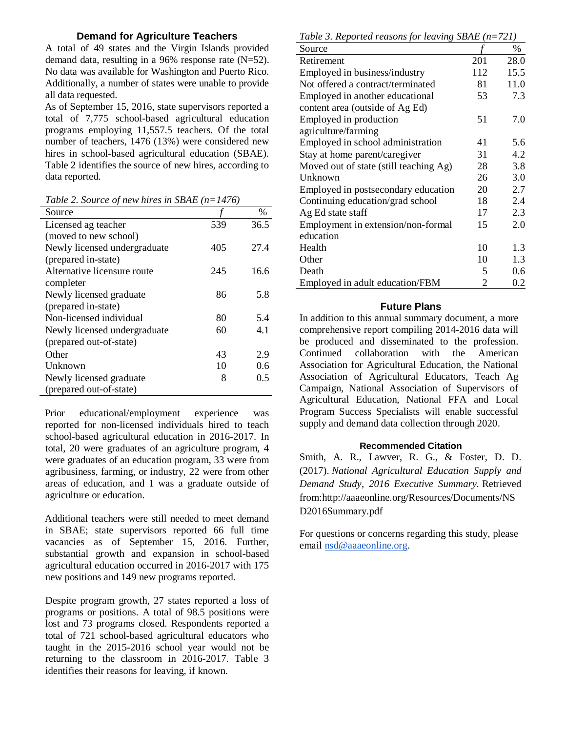## Demand for Agriculture Teachers

A total of 49 states and the Virgin Islands provided demand data, resulting in a 96% response rate (N=52). No data was available for Washington and Puerto Rico. Additionally, a number of states were unable to provide all data requested.

As of September 15, 2016, state supervisors reported a total of 7,775 school-based agricultural education programs employing 11,557.5 teachers. Of the total number of teachers, 1476 (13%) were considered new hires in school-based agricultural education (SBAE). Table 2 identifies the source of new hires, according to data reported.

*Table 2. Source of new hires in SBAE (n=1476)*

| Source | *f* | % |
|---|---|---|
| Licensed ag teacher (moved to new school) | 539 | 36.5 |
| Newly licensed undergraduate (prepared in-state) | 405 | 27.4 |
| Alternative licensure route completer | 245 | 16.6 |
| Newly licensed graduate (prepared in-state) | 86 | 5.8 |
| Non-licensed individual | 80 | 5.4 |
| Newly licensed undergraduate (prepared out-of-state) | 60 | 4.1 |
| Other | 43 | 2.9 |
| Unknown | 10 | 0.6 |
| Newly licensed graduate (prepared out-of-state) | 8 | 0.5 |

Prior educational/employment experience was reported for non-licensed individuals hired to teach school-based agricultural education in 2016-2017. In total, 20 were graduates of an agriculture program, 4 were graduates of an education program, 33 were from agribusiness, farming, or industry, 22 were from other areas of education, and 1 was a graduate outside of agriculture or education.

Additional teachers were still needed to meet demand in SBAE; state supervisors reported 66 full time vacancies as of September 15, 2016. Further, substantial growth and expansion in school-based agricultural education occurred in 2016-2017 with 175 new positions and 149 new programs reported.

Despite program growth, 27 states reported a loss of programs or positions. A total of 98.5 positions were lost and 73 programs closed. Respondents reported a total of 721 school-based agricultural educators who taught in the 2015-2016 school year would not be returning to the classroom in 2016-2017. Table 3 identifies their reasons for leaving, if known.

*Table 3. Reported reasons for leaving SBAE (n=721)*

| Source | *f* | % |
|---|---|---|
| Retirement | 201 | 28.0 |
| Employed in business/industry | 112 | 15.5 |
| Not offered a contract/terminated | 81 | 11.0 |
| Employed in another educational content area (outside of Ag Ed) | 53 | 7.3 |
| Employed in production agriculture/farming | 51 | 7.0 |
| Employed in school administration | 41 | 5.6 |
| Stay at home parent/caregiver | 31 | 4.2 |
| Moved out of state (still teaching Ag) | 28 | 3.8 |
| Unknown | 26 | 3.0 |
| Employed in postsecondary education | 20 | 2.7 |
| Continuing education/grad school | 18 | 2.4 |
| Ag Ed state staff | 17 | 2.3 |
| Employment in extension/non-formal education | 15 | 2.0 |
| Health | 10 | 1.3 |
| Other | 10 | 1.3 |
| Death | 5 | 0.6 |
| Employed in adult education/FBM | 2 | 0.2 |

## Future Plans

In addition to this annual summary document, a more comprehensive report compiling 2014-2016 data will be produced and disseminated to the profession. Continued collaboration with the American Association for Agricultural Education, the National Association of Agricultural Educators, Teach Ag Campaign, National Association of Supervisors of Agricultural Education, National FFA and Local Program Success Specialists will enable successful supply and demand data collection through 2020.

### Recommended Citation

Smith, A. R., Lawver, R. G., & Foster, D. D. (2017). *National Agricultural Education Supply and Demand Study, 2016 Executive Summary*. Retrieved from:http://aaaeonline.org/Resources/Documents/NSD2016Summary.pdf

For questions or concerns regarding this study, please email nsd@aaaeonline.org.